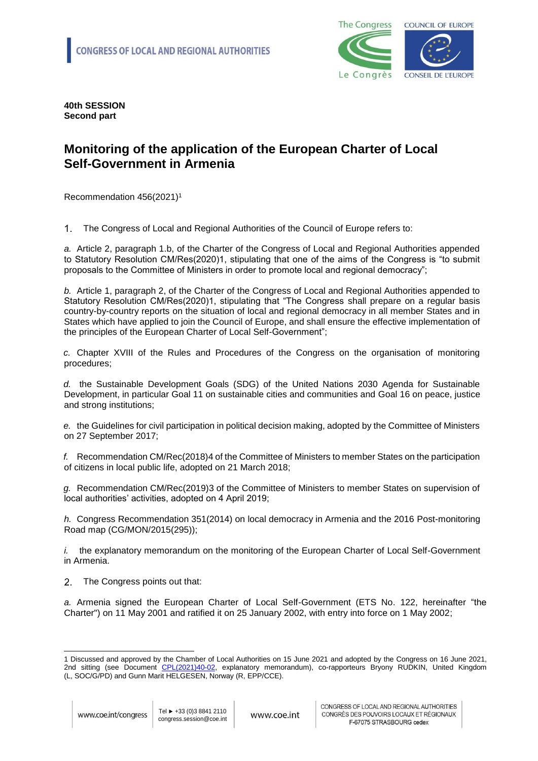**40th SESSION**
**Second part**

# Monitoring of the application of the European Charter of Local Self-Government in Armenia

Recommendation 456(2021)[1]

1. The Congress of Local and Regional Authorities of the Council of Europe refers to:

*a.* Article 2, paragraph 1.b, of the Charter of the Congress of Local and Regional Authorities appended to Statutory Resolution CM/Res(2020)1, stipulating that one of the aims of the Congress is "to submit proposals to the Committee of Ministers in order to promote local and regional democracy";

*b.* Article 1, paragraph 2, of the Charter of the Congress of Local and Regional Authorities appended to Statutory Resolution CM/Res(2020)1, stipulating that "The Congress shall prepare on a regular basis country-by-country reports on the situation of local and regional democracy in all member States and in States which have applied to join the Council of Europe, and shall ensure the effective implementation of the principles of the European Charter of Local Self-Government";

*c.* Chapter XVIII of the Rules and Procedures of the Congress on the organisation of monitoring procedures;

*d.* the Sustainable Development Goals (SDG) of the United Nations 2030 Agenda for Sustainable Development, in particular Goal 11 on sustainable cities and communities and Goal 16 on peace, justice and strong institutions;

*e.* the Guidelines for civil participation in political decision making, adopted by the Committee of Ministers on 27 September 2017;

*f.* Recommendation CM/Rec(2018)4 of the Committee of Ministers to member States on the participation of citizens in local public life, adopted on 21 March 2018;

*g.* Recommendation CM/Rec(2019)3 of the Committee of Ministers to member States on supervision of local authorities' activities, adopted on 4 April 2019;

*h.* Congress Recommendation 351(2014) on local democracy in Armenia and the 2016 Post-monitoring Road map (CG/MON/2015(295));

*i.* the explanatory memorandum on the monitoring of the European Charter of Local Self-Government in Armenia.

2. The Congress points out that:

*a.* Armenia signed the European Charter of Local Self-Government (ETS No. 122, hereinafter "the Charter") on 11 May 2001 and ratified it on 25 January 2002, with entry into force on 1 May 2002;

---

[1] Discussed and approved by the Chamber of Local Authorities on 15 June 2021 and adopted by the Congress on 16 June 2021, 2nd sitting (see Document CPL(2021)40-02, explanatory memorandum), co-rapporteurs Bryony RUDKIN, United Kingdom (L, SOC/G/PD) and Gunn Marit HELGESEN, Norway (R, EPP/CCE).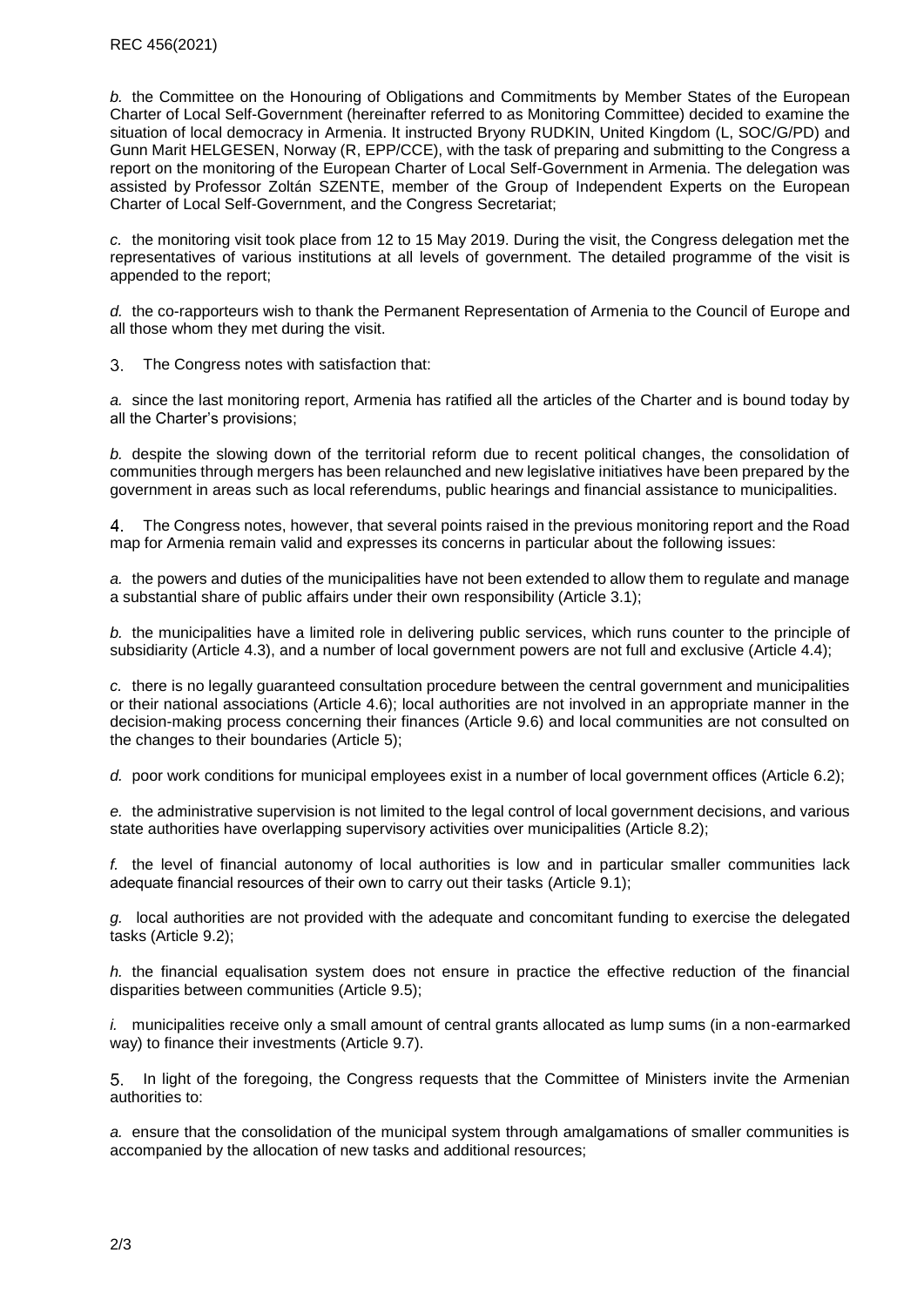*b.* the Committee on the Honouring of Obligations and Commitments by Member States of the European Charter of Local Self-Government (hereinafter referred to as Monitoring Committee) decided to examine the situation of local democracy in Armenia. It instructed Bryony RUDKIN, United Kingdom (L, SOC/G/PD) and Gunn Marit HELGESEN, Norway (R, EPP/CCE), with the task of preparing and submitting to the Congress a report on the monitoring of the European Charter of Local Self-Government in Armenia. The delegation was assisted by Professor Zoltán SZENTE, member of the Group of Independent Experts on the European Charter of Local Self-Government, and the Congress Secretariat;

*c.* the monitoring visit took place from 12 to 15 May 2019. During the visit, the Congress delegation met the representatives of various institutions at all levels of government. The detailed programme of the visit is appended to the report;

*d.* the co-rapporteurs wish to thank the Permanent Representation of Armenia to the Council of Europe and all those whom they met during the visit.

3. The Congress notes with satisfaction that:

*a.* since the last monitoring report, Armenia has ratified all the articles of the Charter and is bound today by all the Charter's provisions;

*b.* despite the slowing down of the territorial reform due to recent political changes, the consolidation of communities through mergers has been relaunched and new legislative initiatives have been prepared by the government in areas such as local referendums, public hearings and financial assistance to municipalities.

4. The Congress notes, however, that several points raised in the previous monitoring report and the Road map for Armenia remain valid and expresses its concerns in particular about the following issues:

*a.* the powers and duties of the municipalities have not been extended to allow them to regulate and manage a substantial share of public affairs under their own responsibility (Article 3.1);

*b.* the municipalities have a limited role in delivering public services, which runs counter to the principle of subsidiarity (Article 4.3), and a number of local government powers are not full and exclusive (Article 4.4);

*c.* there is no legally guaranteed consultation procedure between the central government and municipalities or their national associations (Article 4.6); local authorities are not involved in an appropriate manner in the decision-making process concerning their finances (Article 9.6) and local communities are not consulted on the changes to their boundaries (Article 5);

*d.* poor work conditions for municipal employees exist in a number of local government offices (Article 6.2);

*e.* the administrative supervision is not limited to the legal control of local government decisions, and various state authorities have overlapping supervisory activities over municipalities (Article 8.2);

*f.* the level of financial autonomy of local authorities is low and in particular smaller communities lack adequate financial resources of their own to carry out their tasks (Article 9.1);

*g.* local authorities are not provided with the adequate and concomitant funding to exercise the delegated tasks (Article 9.2);

*h.* the financial equalisation system does not ensure in practice the effective reduction of the financial disparities between communities (Article 9.5);

*i.* municipalities receive only a small amount of central grants allocated as lump sums (in a non-earmarked way) to finance their investments (Article 9.7).

5. In light of the foregoing, the Congress requests that the Committee of Ministers invite the Armenian authorities to:

*a.* ensure that the consolidation of the municipal system through amalgamations of smaller communities is accompanied by the allocation of new tasks and additional resources;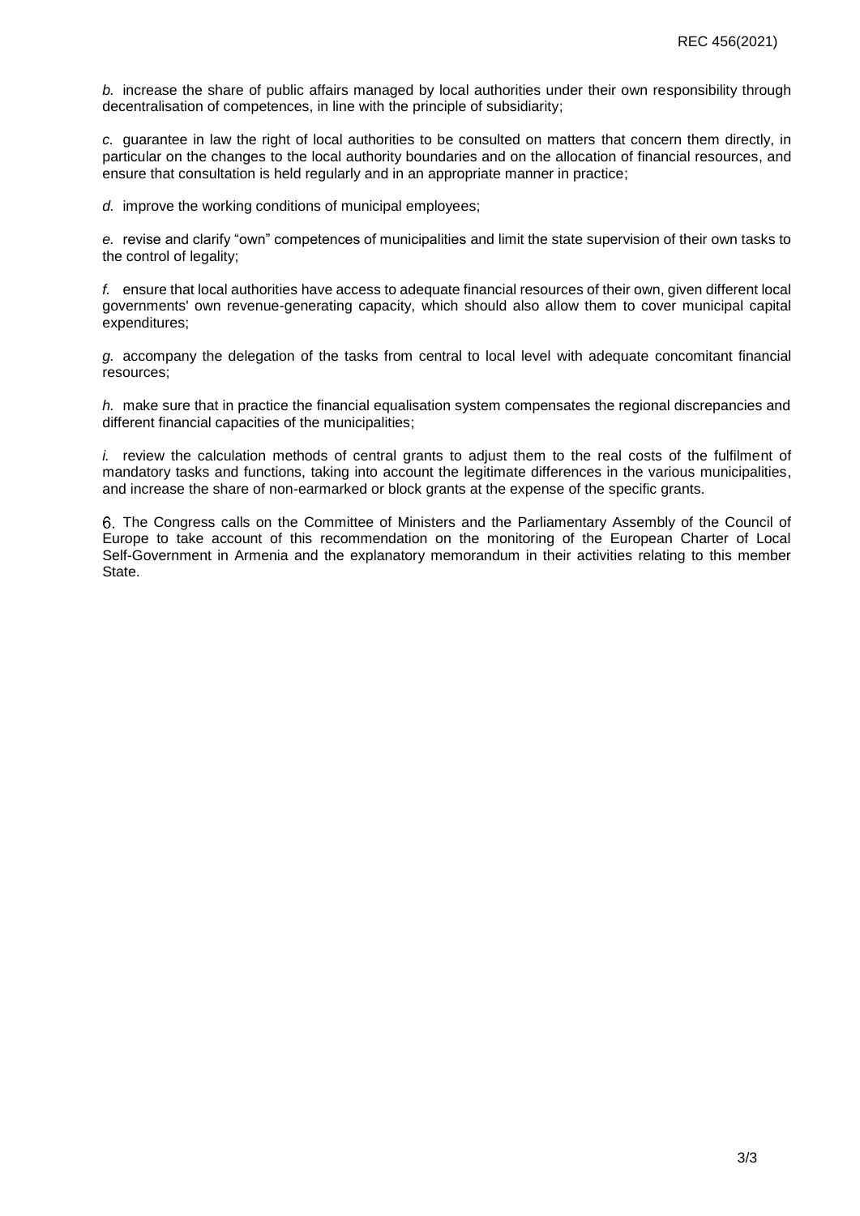*b.* increase the share of public affairs managed by local authorities under their own responsibility through decentralisation of competences, in line with the principle of subsidiarity;

*c.* guarantee in law the right of local authorities to be consulted on matters that concern them directly, in particular on the changes to the local authority boundaries and on the allocation of financial resources, and ensure that consultation is held regularly and in an appropriate manner in practice;

*d.* improve the working conditions of municipal employees;

*e.* revise and clarify "own" competences of municipalities and limit the state supervision of their own tasks to the control of legality;

*f.* ensure that local authorities have access to adequate financial resources of their own, given different local governments' own revenue-generating capacity, which should also allow them to cover municipal capital expenditures;

*g.* accompany the delegation of the tasks from central to local level with adequate concomitant financial resources;

*h.* make sure that in practice the financial equalisation system compensates the regional discrepancies and different financial capacities of the municipalities;

*i.* review the calculation methods of central grants to adjust them to the real costs of the fulfilment of mandatory tasks and functions, taking into account the legitimate differences in the various municipalities, and increase the share of non-earmarked or block grants at the expense of the specific grants.

6. The Congress calls on the Committee of Ministers and the Parliamentary Assembly of the Council of Europe to take account of this recommendation on the monitoring of the European Charter of Local Self-Government in Armenia and the explanatory memorandum in their activities relating to this member State.